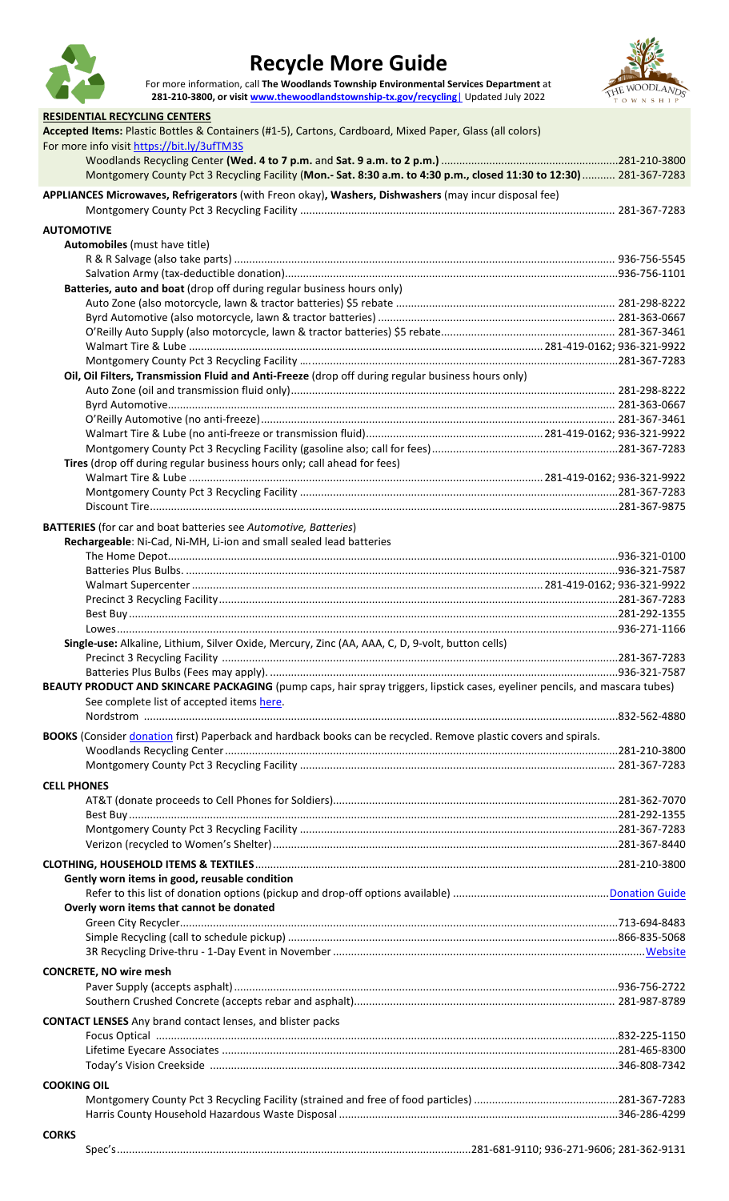# Recycle More Guide

For more information, call **The Woodlands Township Environmental Services Department** at **281-210-3800, or visit www.thewoodlandstownship-tx.gov/recycling** | Updated July 2022

## RESIDENTIAL RECYCLING CENTERS

**Accepted Items:** Plastic Bottles & Containers (#1-5), Cartons, Cardboard, Mixed Paper, Glass (all colors)

For more info visit https://bit.ly/3ufTM3S

- Woodlands Recycling Center **(Wed. 4 to 7 p.m.** and **Sat. 9 a.m. to 2 p.m.)** .......... 281-210-3800
- Montgomery County Pct 3 Recycling Facility **(Mon.- Sat. 8:30 a.m. to 4:30 p.m., closed 11:30 to 12:30)** .......... 281-367-7283

## APPLIANCES Microwaves, Refrigerators (with Freon okay), Washers, Dishwashers (may incur disposal fee)

- Montgomery County Pct 3 Recycling Facility .......... 281-367-7283

## AUTOMOTIVE

### Automobiles (must have title)

- R & R Salvage (also take parts) .......... 936-756-5545
- Salvation Army (tax-deductible donation) .......... 936-756-1101

### Batteries, auto and boat (drop off during regular business hours only)

- Auto Zone (also motorcycle, lawn & tractor batteries) $5 rebate .......... 281-298-8222
- Byrd Automotive (also motorcycle, lawn & tractor batteries) .......... 281-363-0667
- O'Reilly Auto Supply (also motorcycle, lawn & tractor batteries) $5 rebate .......... 281-367-3461
- Walmart Tire & Lube .......... 281-419-0162; 936-321-9922
- Montgomery County Pct 3 Recycling Facility .......... 281-367-7283

### Oil, Oil Filters, Transmission Fluid and Anti-Freeze (drop off during regular business hours only)

- Auto Zone (oil and transmission fluid only) .......... 281-298-8222
- Byrd Automotive .......... 281-363-0667
- O'Reilly Automotive (no anti-freeze) .......... 281-367-3461
- Walmart Tire & Lube (no anti-freeze or transmission fluid) .......... 281-419-0162; 936-321-9922
- Montgomery County Pct 3 Recycling Facility (gasoline also; call for fees) .......... 281-367-7283

### Tires (drop off during regular business hours only; call ahead for fees)

- Walmart Tire & Lube .......... 281-419-0162; 936-321-9922
- Montgomery County Pct 3 Recycling Facility .......... 281-367-7283
- Discount Tire .......... 281-367-9875

## BATTERIES (for car and boat batteries see *Automotive, Batteries*)

### Rechargeable: Ni-Cad, Ni-MH, Li-ion and small sealed lead batteries

- The Home Depot .......... 936-321-0100
- Batteries Plus Bulbs. .......... 936-321-7587
- Walmart Supercenter .......... 281-419-0162; 936-321-9922
- Precinct 3 Recycling Facility .......... 281-367-7283
- Best Buy .......... 281-292-1355
- Lowes .......... 936-271-1166

### Single-use: Alkaline, Lithium, Silver Oxide, Mercury, Zinc (AA, AAA, C, D, 9-volt, button cells)

- Precinct 3 Recycling Facility .......... 281-367-7283
- Batteries Plus Bulbs (Fees may apply). .......... 936-321-7587

## BEAUTY PRODUCT AND SKINCARE PACKAGING (pump caps, hair spray triggers, lipstick cases, eyeliner pencils, and mascara tubes)

See complete list of accepted items here.

- Nordstrom .......... 832-562-4880

## BOOKS (Consider donation first) Paperback and hardback books can be recycled. Remove plastic covers and spirals.

- Woodlands Recycling Center .......... 281-210-3800
- Montgomery County Pct 3 Recycling Facility .......... 281-367-7283

## CELL PHONES

- AT&T (donate proceeds to Cell Phones for Soldiers) .......... 281-362-7070
- Best Buy .......... 281-292-1355
- Montgomery County Pct 3 Recycling Facility .......... 281-367-7283
- Verizon (recycled to Women's Shelter) .......... 281-367-8440

## CLOTHING, HOUSEHOLD ITEMS & TEXTILES .......... 281-210-3800

### Gently worn items in good, reusable condition

- Refer to this list of donation options (pickup and drop-off options available) .......... Donation Guide

### Overly worn items that cannot be donated

- Green City Recycler .......... 713-694-8483
- Simple Recycling (call to schedule pickup) .......... 866-835-5068
- 3R Recycling Drive-thru - 1-Day Event in November .......... Website

## CONCRETE, NO wire mesh

- Paver Supply (accepts asphalt) .......... 936-756-2722
- Southern Crushed Concrete (accepts rebar and asphalt) .......... 281-987-8789

## CONTACT LENSES Any brand contact lenses, and blister packs

- Focus Optical .......... 832-225-1150
- Lifetime Eyecare Associates .......... 281-465-8300
- Today's Vision Creekside .......... 346-808-7342

## COOKING OIL

- Montgomery County Pct 3 Recycling Facility (strained and free of food particles) .......... 281-367-7283
- Harris County Household Hazardous Waste Disposal .......... 346-286-4299

## CORKS

- Spec's .......... 281-681-9110; 936-271-9606; 281-362-9131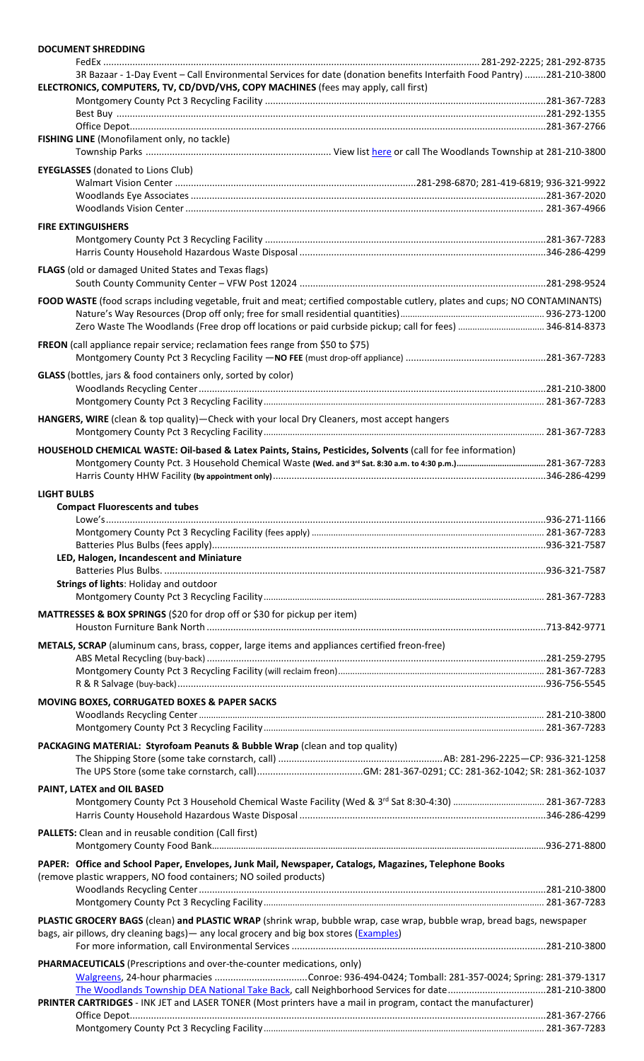**DOCUMENT SHREDDING**

FedEx ........ 281-292-2225; 281-292-8735

3R Bazaar - 1-Day Event – Call Environmental Services for date (donation benefits Interfaith Food Pantry) ........ 281-210-3800

**ELECTRONICS, COMPUTERS, TV, CD/DVD/VHS, COPY MACHINES** (fees may apply, call first)

Montgomery County Pct 3 Recycling Facility ........ 281-367-7283

Best Buy ........ 281-292-1355

Office Depot ........ 281-367-2766

**FISHING LINE** (Monofilament only, no tackle)

Township Parks ........ View list here or call The Woodlands Township at 281-210-3800

**EYEGLASSES** (donated to Lions Club)

Walmart Vision Center ........ 281-298-6870; 281-419-6819; 936-321-9922

Woodlands Eye Associates ........ 281-367-2020

Woodlands Vision Center ........ 281-367-4966

**FIRE EXTINGUISHERS**

Montgomery County Pct 3 Recycling Facility ........ 281-367-7283

Harris County Household Hazardous Waste Disposal ........ 346-286-4299

**FLAGS** (old or damaged United States and Texas flags)

South County Community Center – VFW Post 12024 ........ 281-298-9524

**FOOD WASTE** (food scraps including vegetable, fruit and meat; certified compostable cutlery, plates and cups; NO CONTAMINANTS)

Nature's Way Resources (Drop off only; free for small residential quantities) ........ 936-273-1200

Zero Waste The Woodlands (Free drop off locations or paid curbside pickup; call for fees) ........ 346-814-8373

**FREON** (call appliance repair service; reclamation fees range from $50 to $75)

Montgomery County Pct 3 Recycling Facility —**NO FEE** (must drop-off appliance) ........ 281-367-7283

**GLASS** (bottles, jars & food containers only, sorted by color)

Woodlands Recycling Center ........ 281-210-3800

Montgomery County Pct 3 Recycling Facility ........ 281-367-7283

**HANGERS, WIRE** (clean & top quality)—Check with your local Dry Cleaners, most accept hangers

Montgomery County Pct 3 Recycling Facility ........ 281-367-7283

**HOUSEHOLD CHEMICAL WASTE: Oil-based & Latex Paints, Stains, Pesticides, Solvents** (call for fee information)

Montgomery County Pct. 3 Household Chemical Waste **(Wed. and 3rd Sat. 8:30 a.m. to 4:30 p.m.)** ........ 281-367-7283

Harris County HHW Facility **(by appointment only)** ........ 346-286-4299

**LIGHT BULBS**

**Compact Fluorescents and tubes**

Lowe's ........ 936-271-1166

Montgomery County Pct 3 Recycling Facility (fees apply) ........ 281-367-7283

Batteries Plus Bulbs (fees apply) ........ 936-321-7587

**LED, Halogen, Incandescent and Miniature**

Batteries Plus Bulbs. ........ 936-321-7587

**Strings of lights**: Holiday and outdoor

Montgomery County Pct 3 Recycling Facility ........ 281-367-7283

**MATTRESSES & BOX SPRINGS** ($20 for drop off or $30 for pickup per item)

Houston Furniture Bank North ........ 713-842-9771

**METALS, SCRAP** (aluminum cans, brass, copper, large items and appliances certified freon-free)

ABS Metal Recycling (buy-back) ........ 281-259-2795

Montgomery County Pct 3 Recycling Facility (will reclaim freon) ........ 281-367-7283

R & R Salvage (buy-back) ........ 936-756-5545

**MOVING BOXES, CORRUGATED BOXES & PAPER SACKS**

Woodlands Recycling Center ........ 281-210-3800

Montgomery County Pct 3 Recycling Facility ........ 281-367-7283

**PACKAGING MATERIAL: Styrofoam Peanuts & Bubble Wrap** (clean and top quality)

The Shipping Store (some take cornstarch, call) ........ AB: 281-296-2225—CP: 936-321-1258

The UPS Store (some take cornstarch, call) ........ GM: 281-367-0291; CC: 281-362-1042; SR: 281-362-1037

**PAINT, LATEX and OIL BASED**

Montgomery County Pct 3 Household Chemical Waste Facility (Wed & 3rd Sat 8:30-4:30) ........ 281-367-7283

Harris County Household Hazardous Waste Disposal ........ 346-286-4299

**PALLETS:** Clean and in reusable condition (Call first)

Montgomery County Food Bank ........ 936-271-8800

**PAPER: Office and School Paper, Envelopes, Junk Mail, Newspaper, Catalogs, Magazines, Telephone Books**
(remove plastic wrappers, NO food containers; NO soiled products)

Woodlands Recycling Center ........ 281-210-3800

Montgomery County Pct 3 Recycling Facility ........ 281-367-7283

**PLASTIC GROCERY BAGS** (clean) **and PLASTIC WRAP** (shrink wrap, bubble wrap, case wrap, bubble wrap, bread bags, newspaper bags, air pillows, dry cleaning bags)— any local grocery and big box stores (Examples)

For more information, call Environmental Services ........ 281-210-3800

**PHARMACEUTICALS** (Prescriptions and over-the-counter medications, only)

Walgreens, 24-hour pharmacies ........ Conroe: 936-494-0424; Tomball: 281-357-0024; Spring: 281-379-1317

The Woodlands Township DEA National Take Back, call Neighborhood Services for date ........ 281-210-3800

**PRINTER CARTRIDGES** - INK JET and LASER TONER (Most printers have a mail in program, contact the manufacturer)

Office Depot ........ 281-367-2766

Montgomery County Pct 3 Recycling Facility ........ 281-367-7283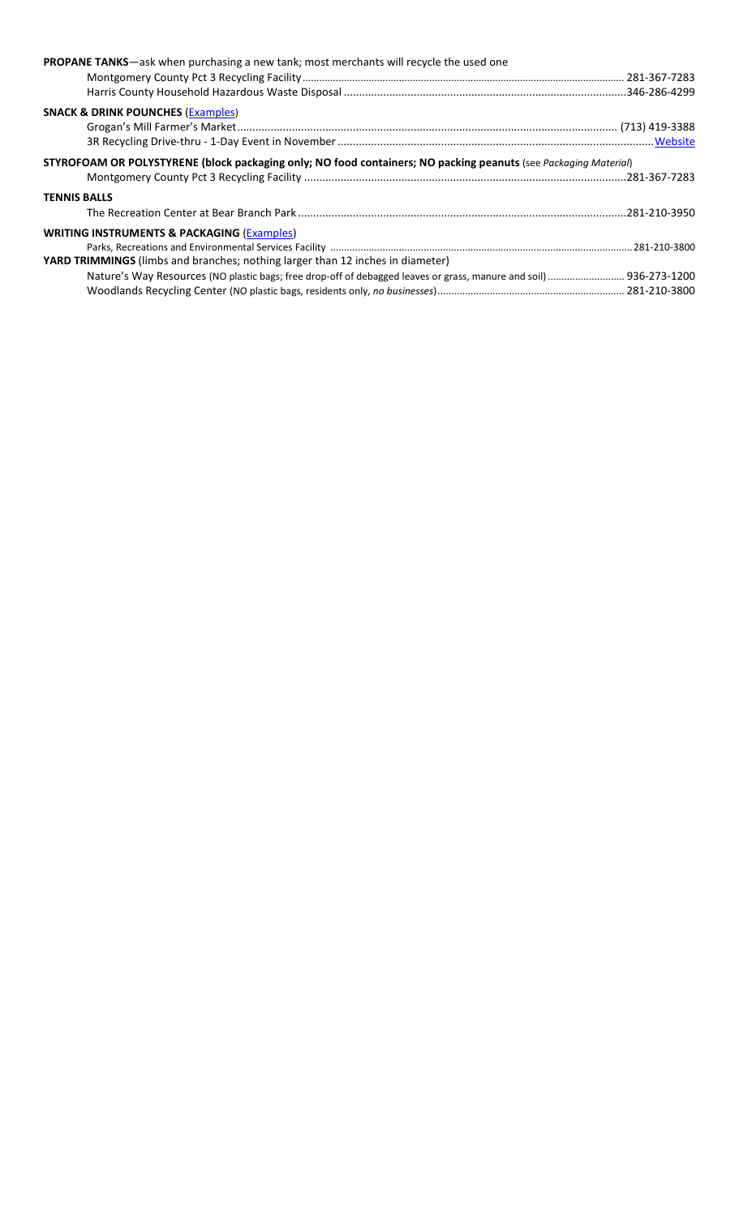**PROPANE TANKS**—ask when purchasing a new tank; most merchants will recycle the used one

Montgomery County Pct 3 Recycling Facility ........................................ 281-367-7283
Harris County Household Hazardous Waste Disposal ........................................ 346-286-4299

**SNACK & DRINK POUNCHES** (Examples)

Grogan's Mill Farmer's Market ........................................ (713) 419-3388
3R Recycling Drive-thru - 1-Day Event in November ........................................ Website

**STYROFOAM OR POLYSTYRENE (block packaging only; NO food containers; NO packing peanuts** (see *Packaging Material*)

Montgomery County Pct 3 Recycling Facility ........................................ 281-367-7283

**TENNIS BALLS**

The Recreation Center at Bear Branch Park ........................................ 281-210-3950

**WRITING INSTRUMENTS & PACKAGING** (Examples)

Parks, Recreations and Environmental Services Facility ........................................ 281-210-3800

**YARD TRIMMINGS** (limbs and branches; nothing larger than 12 inches in diameter)

Nature's Way Resources (NO plastic bags; free drop-off of debagged leaves or grass, manure and soil) ........................................ 936-273-1200
Woodlands Recycling Center (NO plastic bags, residents only, *no businesses*) ........................................ 281-210-3800